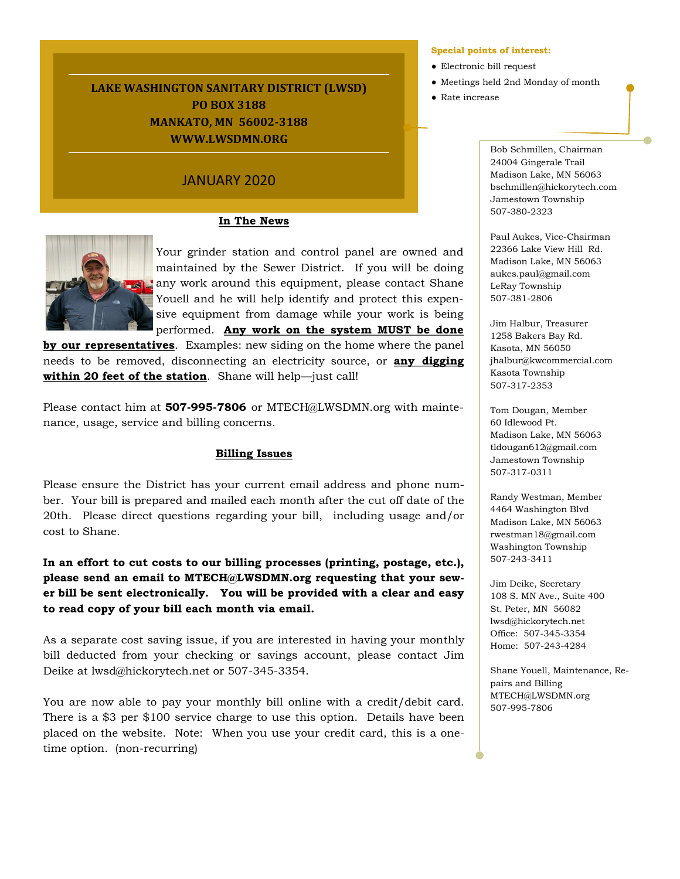# LAKE WASHINGTON SANITARY DISTRICT (LWSD)

**PO BOX 3188**
**MANKATO, MN 56002-3188**
**WWW.LWSDMN.ORG**

JANUARY 2020

**Special points of interest:**

- Electronic bill request
- Meetings held 2nd Monday of month
- Rate increase

## In The News

Your grinder station and control panel are owned and maintained by the Sewer District. If you will be doing any work around this equipment, please contact Shane Youell and he will help identify and protect this expensive equipment from damage while your work is being performed. **Any work on the system MUST be done by our representatives**. Examples: new siding on the home where the panel needs to be removed, disconnecting an electricity source, or **any digging within 20 feet of the station**. Shane will help—just call!

Please contact him at **507-995-7806** or MTECH@LWSDMN.org with maintenance, usage, service and billing concerns.

## Billing Issues

Please ensure the District has your current email address and phone number. Your bill is prepared and mailed each month after the cut off date of the 20th. Please direct questions regarding your bill, including usage and/or cost to Shane.

**In an effort to cut costs to our billing processes (printing, postage, etc.), please send an email to MTECH@LWSDMN.org requesting that your sewer bill be sent electronically. You will be provided with a clear and easy to read copy of your bill each month via email.**

As a separate cost saving issue, if you are interested in having your monthly bill deducted from your checking or savings account, please contact Jim Deike at lwsd@hickorytech.net or 507-345-3354.

You are now able to pay your monthly bill online with a credit/debit card. There is a $3 per $100 service charge to use this option. Details have been placed on the website. Note: When you use your credit card, this is a one-time option. (non-recurring)

---

Bob Schmillen, Chairman
24004 Gingerale Trail
Madison Lake, MN 56063
bschmillen@hickorytech.com
Jamestown Township
507-380-2323

Paul Aukes, Vice-Chairman
22366 Lake View Hill Rd.
Madison Lake, MN 56063
aukes.paul@gmail.com
LeRay Township
507-381-2806

Jim Halbur, Treasurer
1258 Bakers Bay Rd.
Kasota, MN 56050
jhalbur@kwcommercial.com
Kasota Township
507-317-2353

Tom Dougan, Member
60 Idlewood Pt.
Madison Lake, MN 56063
tldougan612@gmail.com
Jamestown Township
507-317-0311

Randy Westman, Member
4464 Washington Blvd
Madison Lake, MN 56063
rwestman18@gmail.com
Washington Township
507-243-3411

Jim Deike, Secretary
108 S. MN Ave., Suite 400
St. Peter, MN 56082
lwsd@hickorytech.net
Office: 507-345-3354
Home: 507-243-4284

Shane Youell, Maintenance, Repairs and Billing
MTECH@LWSDMN.org
507-995-7806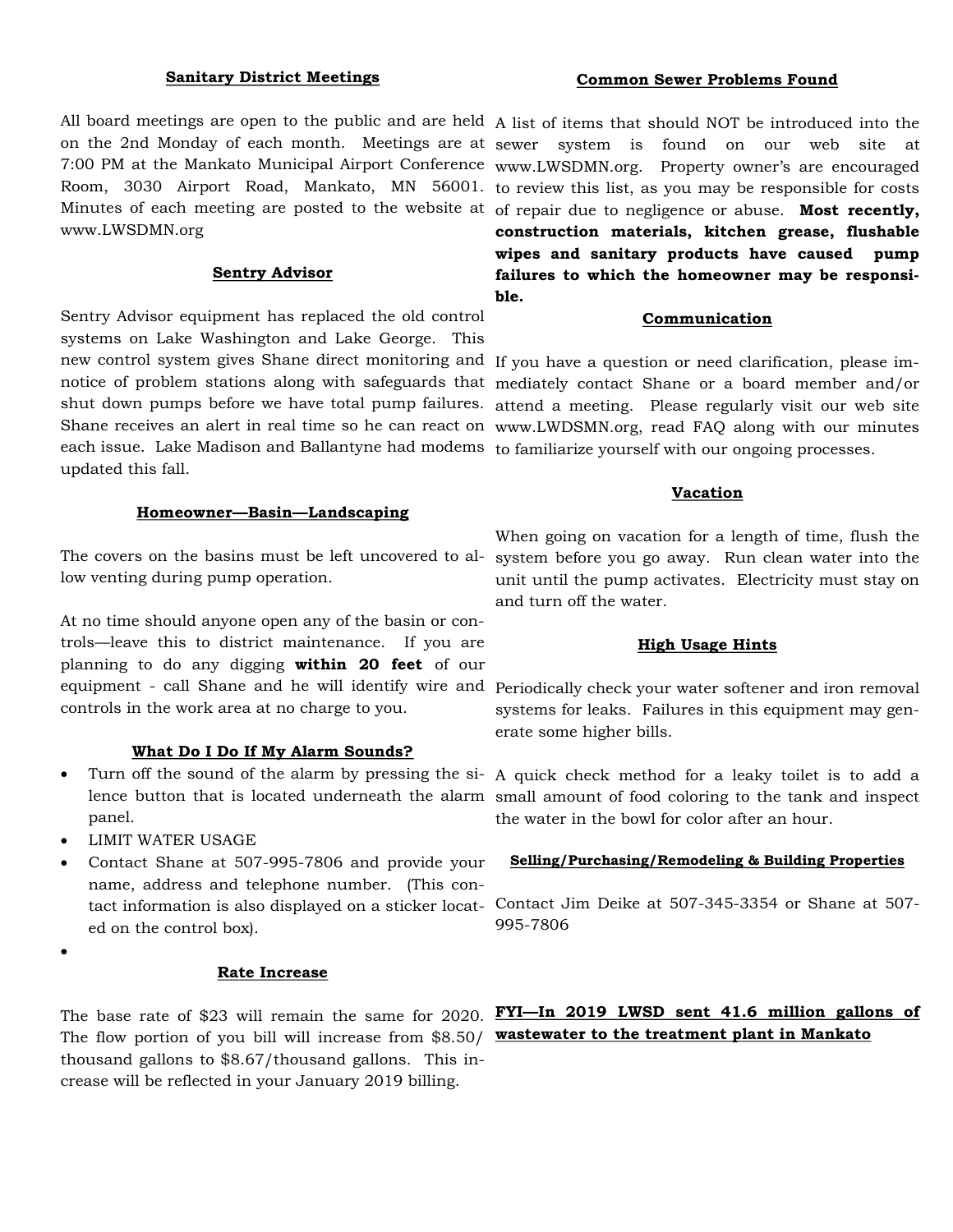## Sanitary District Meetings

All board meetings are open to the public and are held on the 2nd Monday of each month. Meetings are at 7:00 PM at the Mankato Municipal Airport Conference Room, 3030 Airport Road, Mankato, MN 56001. Minutes of each meeting are posted to the website at www.LWSDMN.org

## Sentry Advisor

Sentry Advisor equipment has replaced the old control systems on Lake Washington and Lake George. This new control system gives Shane direct monitoring and notice of problem stations along with safeguards that shut down pumps before we have total pump failures. Shane receives an alert in real time so he can react on each issue. Lake Madison and Ballantyne had modems updated this fall.

## Homeowner—Basin—Landscaping

The covers on the basins must be left uncovered to allow venting during pump operation.

At no time should anyone open any of the basin or controls—leave this to district maintenance. If you are planning to do any digging **within 20 feet** of our equipment - call Shane and he will identify wire and controls in the work area at no charge to you.

## What Do I Do If My Alarm Sounds?

- Turn off the sound of the alarm by pressing the silence button that is located underneath the alarm panel.
- LIMIT WATER USAGE
- Contact Shane at 507-995-7806 and provide your name, address and telephone number. (This contact information is also displayed on a sticker located on the control box).

## Rate Increase

The base rate of $23 will remain the same for 2020. The flow portion of you bill will increase from $8.50/ thousand gallons to $8.67/thousand gallons. This increase will be reflected in your January 2019 billing.

## Common Sewer Problems Found

A list of items that should NOT be introduced into the sewer system is found on our web site at www.LWSDMN.org. Property owner's are encouraged to review this list, as you may be responsible for costs of repair due to negligence or abuse. **Most recently, construction materials, kitchen grease, flushable wipes and sanitary products have caused pump failures to which the homeowner may be responsible.**

## Communication

If you have a question or need clarification, please immediately contact Shane or a board member and/or attend a meeting. Please regularly visit our web site www.LWDSMN.org, read FAQ along with our minutes to familiarize yourself with our ongoing processes.

## Vacation

When going on vacation for a length of time, flush the system before you go away. Run clean water into the unit until the pump activates. Electricity must stay on and turn off the water.

## High Usage Hints

Periodically check your water softener and iron removal systems for leaks. Failures in this equipment may generate some higher bills.

A quick check method for a leaky toilet is to add a small amount of food coloring to the tank and inspect the water in the bowl for color after an hour.

## Selling/Purchasing/Remodeling & Building Properties

Contact Jim Deike at 507-345-3354 or Shane at 507-995-7806

**FYI—In 2019 LWSD sent 41.6 million gallons of wastewater to the treatment plant in Mankato**